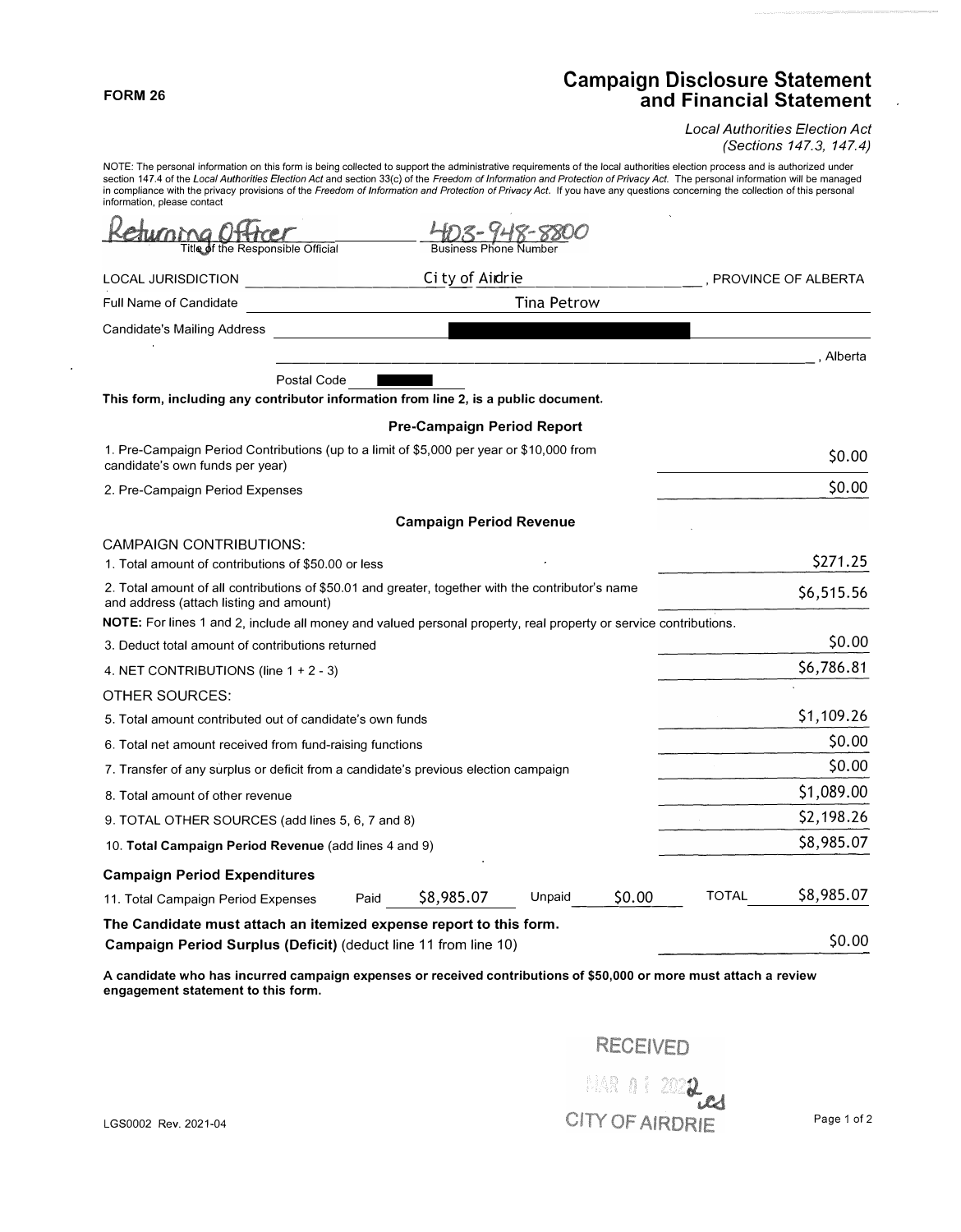**FORM 26**

# Campaign Disclosure Statement and Financial Statement

*Local Authorities Election Act*
*(Sections 147.3, 147.4)*

NOTE: The personal information on this form is being collected to support the administrative requirements of the local authorities election process and is authorized under section 147.4 of the *Local Authorities Election Act* and section 33(c) of the *Freedom of Information and Protection of Privacy Act*. The personal information will be managed in compliance with the privacy provisions of the *Freedom of Information and Protection of Privacy Act*. If you have any questions concerning the collection of this personal information, please contact

Returning Officer — Title of the Responsible Official
403-948-8800 — Business Phone Number

LOCAL JURISDICTION: City of Airdrie, PROVINCE OF ALBERTA

Full Name of Candidate: Tina Petrow

Candidate's Mailing Address: [redacted]

, Alberta

Postal Code [redacted]

**This form, including any contributor information from line 2, is a public document.**

## Pre-Campaign Period Report

| | |
|---|---|
| 1. Pre-Campaign Period Contributions (up to a limit of $5,000 per year or $10,000 from candidate's own funds per year) | $0.00 |
| 2. Pre-Campaign Period Expenses | $0.00 |

## Campaign Period Revenue

CAMPAIGN CONTRIBUTIONS:

| | |
|---|---|
| 1. Total amount of contributions of $50.00 or less | $271.25 |
| 2. Total amount of all contributions of $50.01 and greater, together with the contributor's name and address (attach listing and amount) | $6,515.56 |

**NOTE:** For lines 1 and 2, include all money and valued personal property, real property or service contributions.

| | |
|---|---|
| 3. Deduct total amount of contributions returned | $0.00 |
| 4. NET CONTRIBUTIONS (line 1 + 2 - 3) | $6,786.81 |

OTHER SOURCES:

| | |
|---|---|
| 5. Total amount contributed out of candidate's own funds | $1,109.26 |
| 6. Total net amount received from fund-raising functions | $0.00 |
| 7. Transfer of any surplus or deficit from a candidate's previous election campaign | $0.00 |
| 8. Total amount of other revenue | $1,089.00 |
| 9. TOTAL OTHER SOURCES (add lines 5, 6, 7 and 8) | $2,198.26 |
| 10. **Total Campaign Period Revenue** (add lines 4 and 9) | $8,985.07 |

### Campaign Period Expenditures

| | Paid | Unpaid | TOTAL |
|---|---|---|---|
| 11. Total Campaign Period Expenses | $8,985.07 | $0.00 | $8,985.07 |

**The Candidate must attach an itemized expense report to this form.**

**Campaign Period Surplus (Deficit)** (deduct line 11 from line 10): $0.00

**A candidate who has incurred campaign expenses or received contributions of $50,000 or more must attach a review engagement statement to this form.**

RECEIVED
MAR 01 2022
CITY OF AIRDRIE

LGS0002 Rev. 2021-04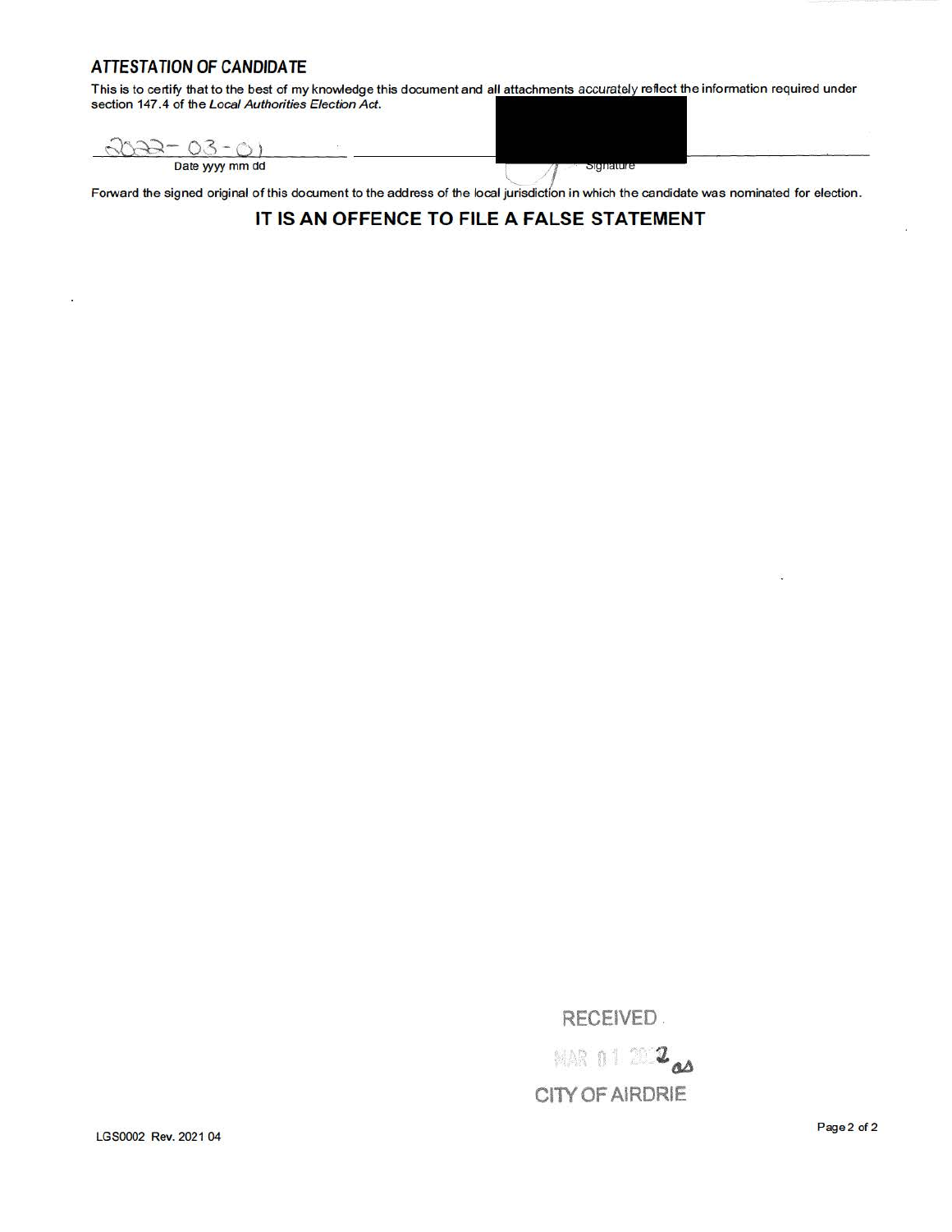## ATTESTATION OF CANDIDATE

This is to certify that to the best of my knowledge this document and all attachments accurately reflect the information required under section 147.4 of the *Local Authorities Election Act*.

2022-03-01
Date yyyy mm dd

Signature

Forward the signed original of this document to the address of the local jurisdiction in which the candidate was nominated for election.

**IT IS AN OFFENCE TO FILE A FALSE STATEMENT**

RECEIVED
MAR 01 2022
CITY OF AIRDRIE

LGS0002 Rev. 2021 04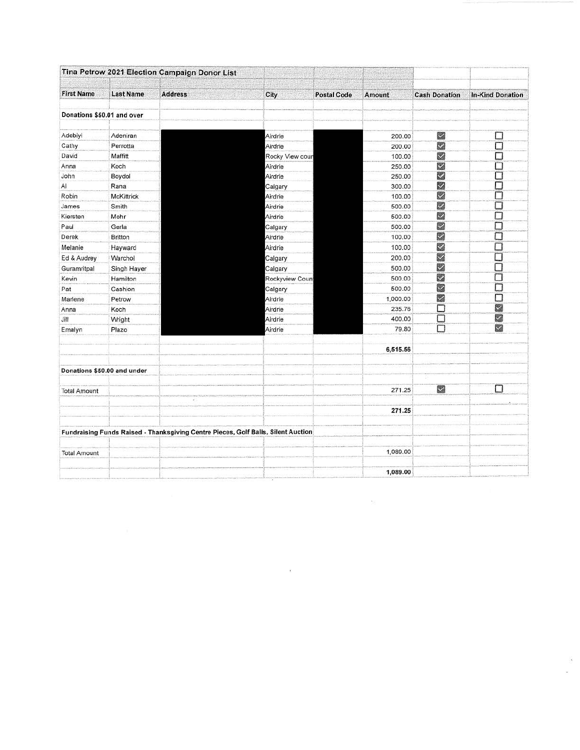| Tina Petrow 2021 Election Campaign Donor List | | | | | | | |
|---|---|---|---|---|---|---|---|
| **First Name** | **Last Name** | **Address** | **City** | **Postal Code** | **Amount** | **Cash Donation** | **In-Kind Donation** |
| **Donations $50.01 and over** | | | | | | | |
| Adebiyi | Adeniran | [redacted] | Airdrie | [redacted] | 200.00 | ☑ | ☐ |
| Cathy | Perrotta | [redacted] | Airdrie | [redacted] | 200.00 | ☑ | ☐ |
| David | Maffitt | [redacted] | Rocky View coun | [redacted] | 100.00 | ☑ | ☐ |
| Anna | Koch | [redacted] | Airdrie | [redacted] | 250.00 | ☑ | ☐ |
| John | Boydol | [redacted] | Airdrie | [redacted] | 250.00 | ☑ | ☐ |
| Al | Rana | [redacted] | Calgary | [redacted] | 300.00 | ☑ | ☐ |
| Robin | McKittrick | [redacted] | Airdrie | [redacted] | 100.00 | ☑ | ☐ |
| James | Smith | [redacted] | Airdrie | [redacted] | 500.00 | ☑ | ☐ |
| Kiersten | Mohr | [redacted] | Airdrie | [redacted] | 500.00 | ☑ | ☐ |
| Paul | Gerla | [redacted] | Calgary | [redacted] | 500.00 | ☑ | ☐ |
| Derek | Britton | [redacted] | Airdrie | [redacted] | 100.00 | ☑ | ☐ |
| Melanie | Hayward | [redacted] | Airdrie | [redacted] | 100.00 | ☑ | ☐ |
| Ed & Audrey | Warchol | [redacted] | Calgary | [redacted] | 200.00 | ☑ | ☐ |
| Guramritpal | Singh Hayer | [redacted] | Calgary | [redacted] | 500.00 | ☑ | ☐ |
| Kevin | Hamilton | [redacted] | Rockyview Coun | [redacted] | 500.00 | ☑ | ☐ |
| Pat | Cashion | [redacted] | Calgary | [redacted] | 500.00 | ☑ | ☐ |
| Marlene | Petrow | [redacted] | Airdrie | [redacted] | 1,000.00 | ☑ | ☐ |
| Anna | Koch | [redacted] | Airdrie | [redacted] | 235.76 | ☐ | ☑ |
| Jill | Wright | [redacted] | Airdrie | [redacted] | 400.00 | ☐ | ☑ |
| Emalyn | Plazo | [redacted] | Airdrie | [redacted] | 79.80 | ☐ | ☑ |
| | | | | | **6,515.56** | | |
| **Donations $50.00 and under** | | | | | | | |
| Total Amount | | | | | 271.25 | ☑ | ☐ |
| | | | | | **271.25** | | |
| **Fundraising Funds Raised - Thanksgiving Centre Pieces, Golf Balls, Silent Auction** | | | | | | | |
| Total Amount | | | | | 1,089.00 | | |
| | | | | | **1,089.00** | | |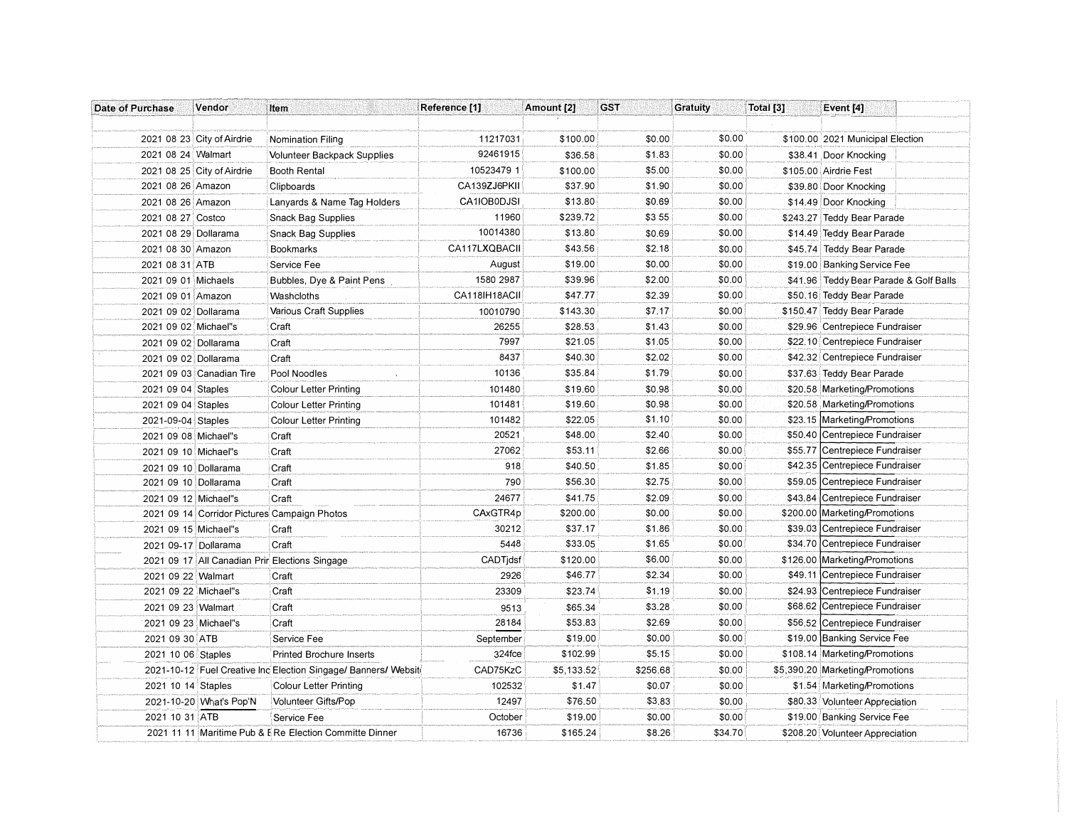| Date of Purchase | Vendor | Item | Reference [1] | Amount [2] | GST | Gratuity | Total [3] | Event [4] |
|---|---|---|---|---|---|---|---|---|
| | | | | | | | | |
| 2021 08 23 | City of Airdrie | Nomination Filing | 11217031 | $100.00 | $0.00 | $0.00 | $100.00 | 2021 Municipal Election |
| 2021 08 24 | Walmart | Volunteer Backpack Supplies | 92461915 | $36.58 | $1.83 | $0.00 | $38.41 | Door Knocking |
| 2021 08 25 | City of Airdrie | Booth Rental | 10523479 1 | $100.00 | $5.00 | $0.00 | $105.00 | Airdrie Fest |
| 2021 08 26 | Amazon | Clipboards | CA139ZJ6PKII | $37.90 | $1.90 | $0.00 | $39.80 | Door Knocking |
| 2021 08 26 | Amazon | Lanyards & Name Tag Holders | CA1IOB0DJSI | $13.80 | $0.69 | $0.00 | $14.49 | Door Knocking |
| 2021 08 27 | Costco | Snack Bag Supplies | 11960 | $239.72 | $3 55 | $0.00 | $243.27 | Teddy Bear Parade |
| 2021 08 29 | Dollarama | Snack Bag Supplies | 10014380 | $13.80 | $0.69 | $0.00 | $14.49 | Teddy Bear Parade |
| 2021 08 30 | Amazon | Bookmarks | CA117LXQBACII | $43.56 | $2.18 | $0.00 | $45.74 | Teddy Bear Parade |
| 2021 08 31 | ATB | Service Fee | August | $19.00 | $0.00 | $0.00 | $19.00 | Banking Service Fee |
| 2021 09 01 | Michaels | Bubbles, Dye & Paint Pens | 1580 2987 | $39.96 | $2.00 | $0.00 | $41.96 | Teddy Bear Parade & Golf Balls |
| 2021 09 01 | Amazon | Washcloths | CA118IH18ACII | $47.77 | $2.39 | $0.00 | $50.16 | Teddy Bear Parade |
| 2021 09 02 | Dollarama | Various Craft Supplies | 10010790 | $143.30 | $7.17 | $0.00 | $150.47 | Teddy Bear Parade |
| 2021 09 02 | Michael"s | Craft | 26255 | $28.53 | $1.43 | $0.00 | $29.96 | Centrepiece Fundraiser |
| 2021 09 02 | Dollarama | Craft | 7997 | $21.05 | $1.05 | $0.00 | $22.10 | Centrepiece Fundraiser |
| 2021 09 02 | Dollarama | Craft | 8437 | $40.30 | $2.02 | $0.00 | $42.32 | Centrepiece Fundraiser |
| 2021 09 03 | Canadian Tire | Pool Noodles | 10136 | $35.84 | $1.79 | $0.00 | $37.63 | Teddy Bear Parade |
| 2021 09 04 | Staples | Colour Letter Printing | 101480 | $19.60 | $0.98 | $0.00 | $20.58 | Marketing/Promotions |
| 2021 09 04 | Staples | Colour Letter Printing | 101481 | $19.60 | $0.98 | $0.00 | $20.58 | Marketing/Promotions |
| 2021-09-04 | Staples | Colour Letter Printing | 101482 | $22.05 | $1.10 | $0.00 | $23.15 | Marketing/Promotions |
| 2021 09 08 | Michael"s | Craft | 20521 | $48.00 | $2.40 | $0.00 | $50.40 | Centrepiece Fundraiser |
| 2021 09 10 | Michael"s | Craft | 27062 | $53.11 | $2.66 | $0.00 | $55.77 | Centrepiece Fundraiser |
| 2021 09 10 | Dollarama | Craft | 918 | $40.50 | $1.85 | $0.00 | $42.35 | Centrepiece Fundraiser |
| 2021 09 10 | Dollarama | Craft | 790 | $56.30 | $2.75 | $0.00 | $59.05 | Centrepiece Fundraiser |
| 2021 09 12 | Michael"s | Craft | 24677 | $41.75 | $2.09 | $0.00 | $43.84 | Centrepiece Fundraiser |
| 2021 09 14 | Corridor Pictures | Campaign Photos | CAxGTR4p | $200.00 | $0.00 | $0.00 | $200.00 | Marketing/Promotions |
| 2021 09 15 | Michael"s | Craft | 30212 | $37.17 | $1.86 | $0.00 | $39.03 | Centrepiece Fundraiser |
| 2021 09-17 | Dollarama | Craft | 5448 | $33.05 | $1.65 | $0.00 | $34.70 | Centrepiece Fundraiser |
| 2021 09 17 | All Canadian Prir | Elections Singage | CADTjdsf | $120.00 | $6.00 | $0.00 | $126.00 | Marketing/Promotions |
| 2021 09 22 | Walmart | Craft | 2926 | $46.77 | $2.34 | $0.00 | $49.11 | Centrepiece Fundraiser |
| 2021 09 22 | Michael"s | Craft | 23309 | $23.74 | $1.19 | $0.00 | $24.93 | Centrepiece Fundraiser |
| 2021 09 23 | Walmart | Craft | 9513 | $65.34 | $3.28 | $0.00 | $68.62 | Centrepiece Fundraiser |
| 2021 09 23 | Michael"s | Craft | 28184 | $53.83 | $2.69 | $0.00 | $56.52 | Centrepiece Fundraiser |
| 2021 09 30 | ATB | Service Fee | September | $19.00 | $0.00 | $0.00 | $19.00 | Banking Service Fee |
| 2021 10 06 | Staples | Printed Brochure Inserts | 324fce | $102.99 | $5.15 | $0.00 | $108.14 | Marketing/Promotions |
| 2021-10-12 | Fuel Creative Inc | Election Singage/ Banners/ Websit | CAD75KzC | $5,133.52 | $256.68 | $0.00 | $5,390.20 | Marketing/Promotions |
| 2021 10 14 | Staples | Colour Letter Printing | 102532 | $1.47 | $0.07 | $0.00 | $1.54 | Marketing/Promotions |
| 2021-10-20 | What's Pop'N | Volunteer Gifts/Pop | 12497 | $76.50 | $3.83 | $0.00 | $80.33 | Volunteer Appreciation |
| 2021 10 31 | ATB | Service Fee | October | $19.00 | $0.00 | $0.00 | $19.00 | Banking Service Fee |
| 2021 11 11 | Maritime Pub & E | Re Election Committe Dinner | 16736 | $165.24 | $8.26 | $34.70 | $208.20 | Volunteer Appreciation |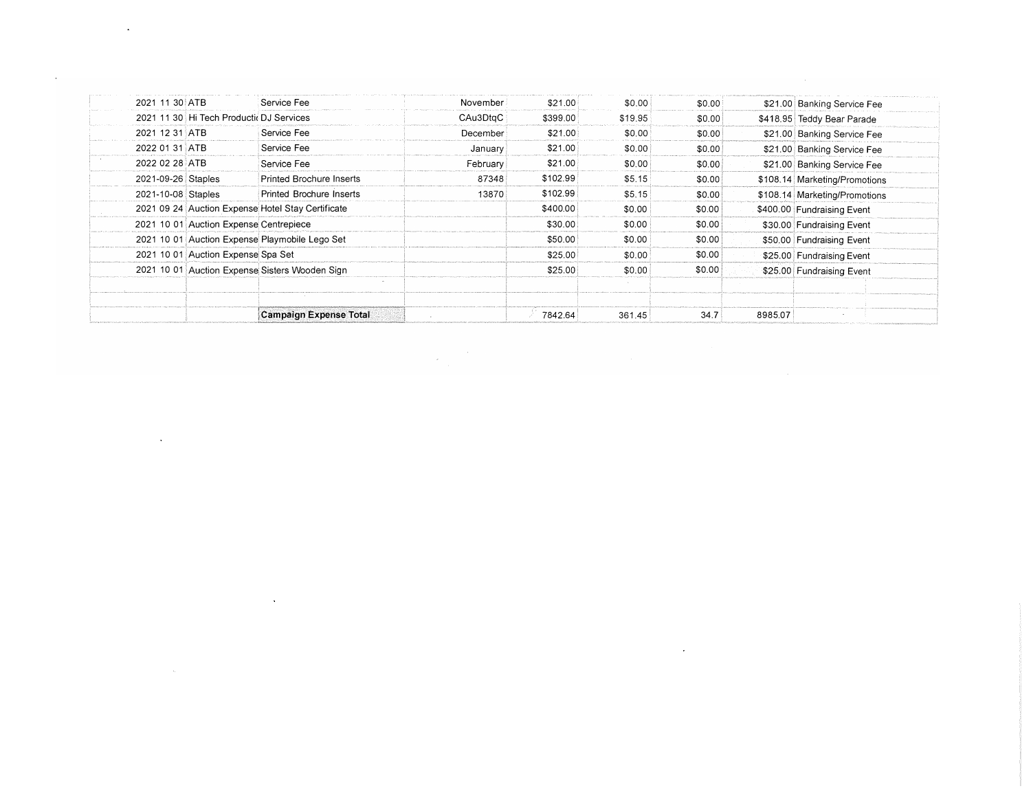| | | | | | | | | |
|---|---|---|---|---|---|---|---|---|
| 2021 11 30 | ATB | Service Fee | November | $21.00 | $0.00 | $0.00 | $21.00 | Banking Service Fee |
| 2021 11 30 | Hi Tech Producti | DJ Services | CAu3DtqC | $399.00 | $19.95 | $0.00 | $418.95 | Teddy Bear Parade |
| 2021 12 31 | ATB | Service Fee | December | $21.00 | $0.00 | $0.00 | $21.00 | Banking Service Fee |
| 2022 01 31 | ATB | Service Fee | January | $21.00 | $0.00 | $0.00 | $21.00 | Banking Service Fee |
| 2022 02 28 | ATB | Service Fee | February | $21.00 | $0.00 | $0.00 | $21.00 | Banking Service Fee |
| 2021-09-26 | Staples | Printed Brochure Inserts | 87348 | $102.99 | $5.15 | $0.00 | $108.14 | Marketing/Promotions |
| 2021-10-08 | Staples | Printed Brochure Inserts | 13870 | $102.99 | $5.15 | $0.00 | $108.14 | Marketing/Promotions |
| 2021 09 24 | Auction Expense | Hotel Stay Certificate | | $400.00 | $0.00 | $0.00 | $400.00 | Fundraising Event |
| 2021 10 01 | Auction Expense | Centrepiece | | $30.00 | $0.00 | $0.00 | $30.00 | Fundraising Event |
| 2021 10 01 | Auction Expense | Playmobile Lego Set | | $50.00 | $0.00 | $0.00 | $50.00 | Fundraising Event |
| 2021 10 01 | Auction Expense | Spa Set | | $25.00 | $0.00 | $0.00 | $25.00 | Fundraising Event |
| 2021 10 01 | Auction Expense | Sisters Wooden Sign | | $25.00 | $0.00 | $0.00 | $25.00 | Fundraising Event |
| | | | | | | | | |
| | | | | | | | | |
| | | **Campaign Expense Total** | | 7842.64 | 361.45 | 34.7 | 8985.07 | |